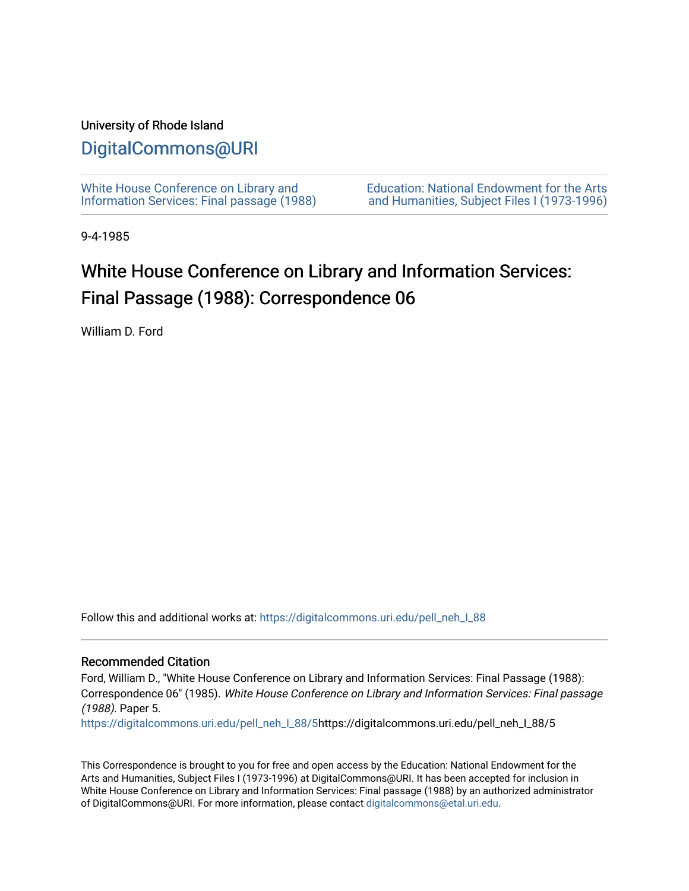University of Rhode Island

# DigitalCommons@URI

White House Conference on Library and Information Services: Final passage (1988)

Education: National Endowment for the Arts and Humanities, Subject Files I (1973-1996)

9-4-1985

# White House Conference on Library and Information Services: Final Passage (1988): Correspondence 06

William D. Ford

Follow this and additional works at: https://digitalcommons.uri.edu/pell_neh_I_88

## Recommended Citation

Ford, William D., "White House Conference on Library and Information Services: Final Passage (1988): Correspondence 06" (1985). *White House Conference on Library and Information Services: Final passage (1988)*. Paper 5.
https://digitalcommons.uri.edu/pell_neh_I_88/5https://digitalcommons.uri.edu/pell_neh_I_88/5

This Correspondence is brought to you for free and open access by the Education: National Endowment for the Arts and Humanities, Subject Files I (1973-1996) at DigitalCommons@URI. It has been accepted for inclusion in White House Conference on Library and Information Services: Final passage (1988) by an authorized administrator of DigitalCommons@URI. For more information, please contact digitalcommons@etal.uri.edu.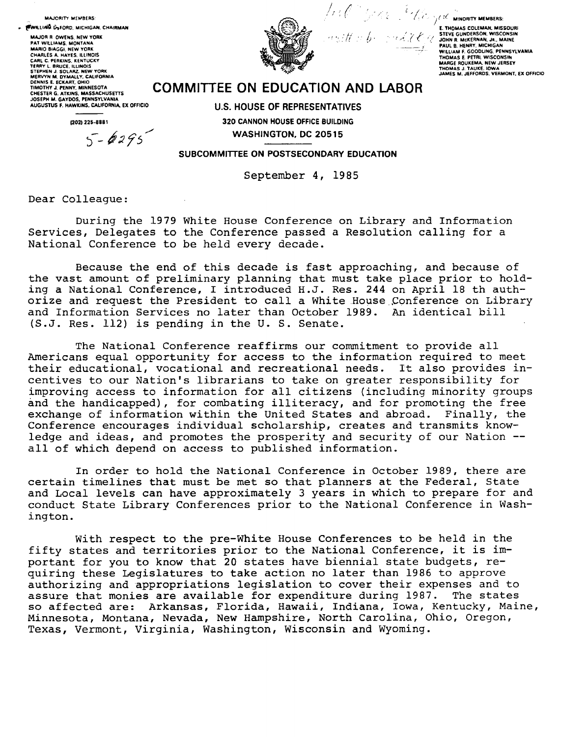MAJORITY MEMBERS:

WILLIAM D. FORD, MICHIGAN, CHAIRMAN

MAJOR R. OWENS, NEW YORK
PAT WILLIAMS, MONTANA
MARIO BIAGGI, NEW YORK
CHARLES A. HAYES, ILLINOIS
CARL C. PERKINS, KENTUCKY
TERRY L. BRUCE, ILLINOIS
STEPHEN J. SOLARZ, NEW YORK
MERVYN M. DYMALLY, CALIFORNIA
DENNIS E. ECKART, OHIO
TIMOTHY J. PENNY, MINNESOTA
CHESTER G. ATKINS, MASSACHUSETTS
JOSEPH M. GAYDOS, PENNSYLVANIA
AUGUSTUS F. HAWKINS, CALIFORNIA, EX OFFICIO

(202) 225-8881

5-6295

MINORITY MEMBERS:

E. THOMAS COLEMAN, MISSOURI
STEVE GUNDERSON, WISCONSIN
JOHN R. McKERNAN, JR., MAINE
PAUL B. HENRY, MICHIGAN
WILLIAM F. GOODLING, PENNSYLVANIA
THOMAS E. PETRI, WISCONSIN
MARGE ROUKEMA, NEW JERSEY
THOMAS J. TAUKE, IOWA
JAMES M. JEFFORDS, VERMONT, EX OFFICIO

# COMMITTEE ON EDUCATION AND LABOR

**U.S. HOUSE OF REPRESENTATIVES**
**320 CANNON HOUSE OFFICE BUILDING**
**WASHINGTON, DC 20515**

**SUBCOMMITTEE ON POSTSECONDARY EDUCATION**

September 4, 1985

Dear Colleague:

During the 1979 White House Conference on Library and Information Services, Delegates to the Conference passed a Resolution calling for a National Conference to be held every decade.

Because the end of this decade is fast approaching, and because of the vast amount of preliminary planning that must take place prior to holding a National Conference, I introduced H.J. Res. 244 on April 18 th authorize and request the President to call a White House Conference on Library and Information Services no later than October 1989. An identical bill (S.J. Res. 112) is pending in the U. S. Senate.

The National Conference reaffirms our commitment to provide all Americans equal opportunity for access to the information required to meet their educational, vocational and recreational needs. It also provides incentives to our Nation's librarians to take on greater responsibility for improving access to information for all citizens (including minority groups and the handicapped), for combating illiteracy, and for promoting the free exchange of information within the United States and abroad. Finally, the Conference encourages individual scholarship, creates and transmits knowledge and ideas, and promotes the prosperity and security of our Nation -- all of which depend on access to published information.

In order to hold the National Conference in October 1989, there are certain timelines that must be met so that planners at the Federal, State and Local levels can have approximately 3 years in which to prepare for and conduct State Library Conferences prior to the National Conference in Washington.

With respect to the pre-White House Conferences to be held in the fifty states and territories prior to the National Conference, it is important for you to know that 20 states have biennial state budgets, requiring these Legislatures to take action no later than 1986 to approve authorizing and appropriations legislation to cover their expenses and to assure that monies are available for expenditure during 1987. The states so affected are: Arkansas, Florida, Hawaii, Indiana, Iowa, Kentucky, Maine, Minnesota, Montana, Nevada, New Hampshire, North Carolina, Ohio, Oregon, Texas, Vermont, Virginia, Washington, Wisconsin and Wyoming.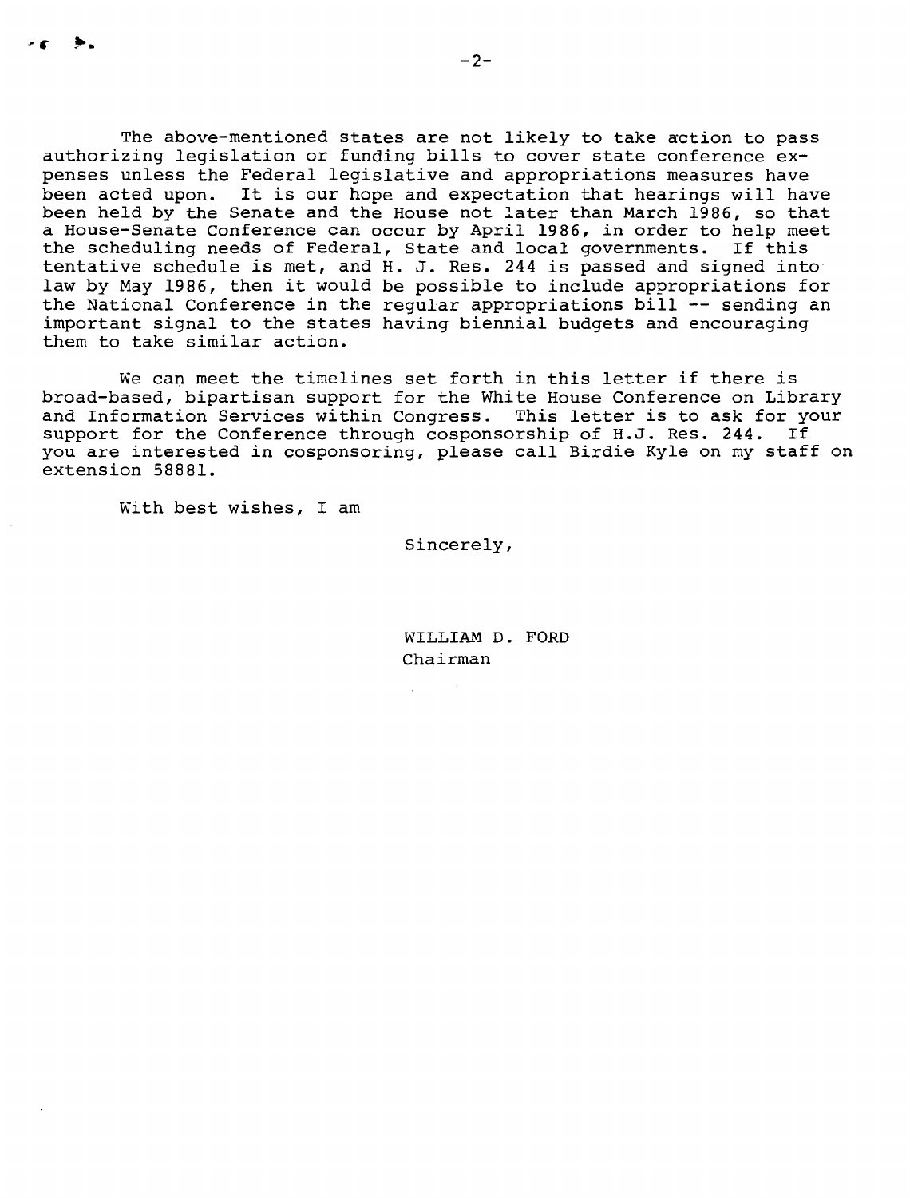The above-mentioned states are not likely to take action to pass authorizing legislation or funding bills to cover state conference expenses unless the Federal legislative and appropriations measures have been acted upon. It is our hope and expectation that hearings will have been held by the Senate and the House not later than March 1986, so that a House-Senate Conference can occur by April 1986, in order to help meet the scheduling needs of Federal, State and local governments. If this tentative schedule is met, and H. J. Res. 244 is passed and signed into law by May 1986, then it would be possible to include appropriations for the National Conference in the regular appropriations bill -- sending an important signal to the states having biennial budgets and encouraging them to take similar action.

We can meet the timelines set forth in this letter if there is broad-based, bipartisan support for the White House Conference on Library and Information Services within Congress. This letter is to ask for your support for the Conference through cosponsorship of H.J. Res. 244. If you are interested in cosponsoring, please call Birdie Kyle on my staff on extension 58881.

With best wishes, I am

Sincerely,

WILLIAM D. FORD
Chairman